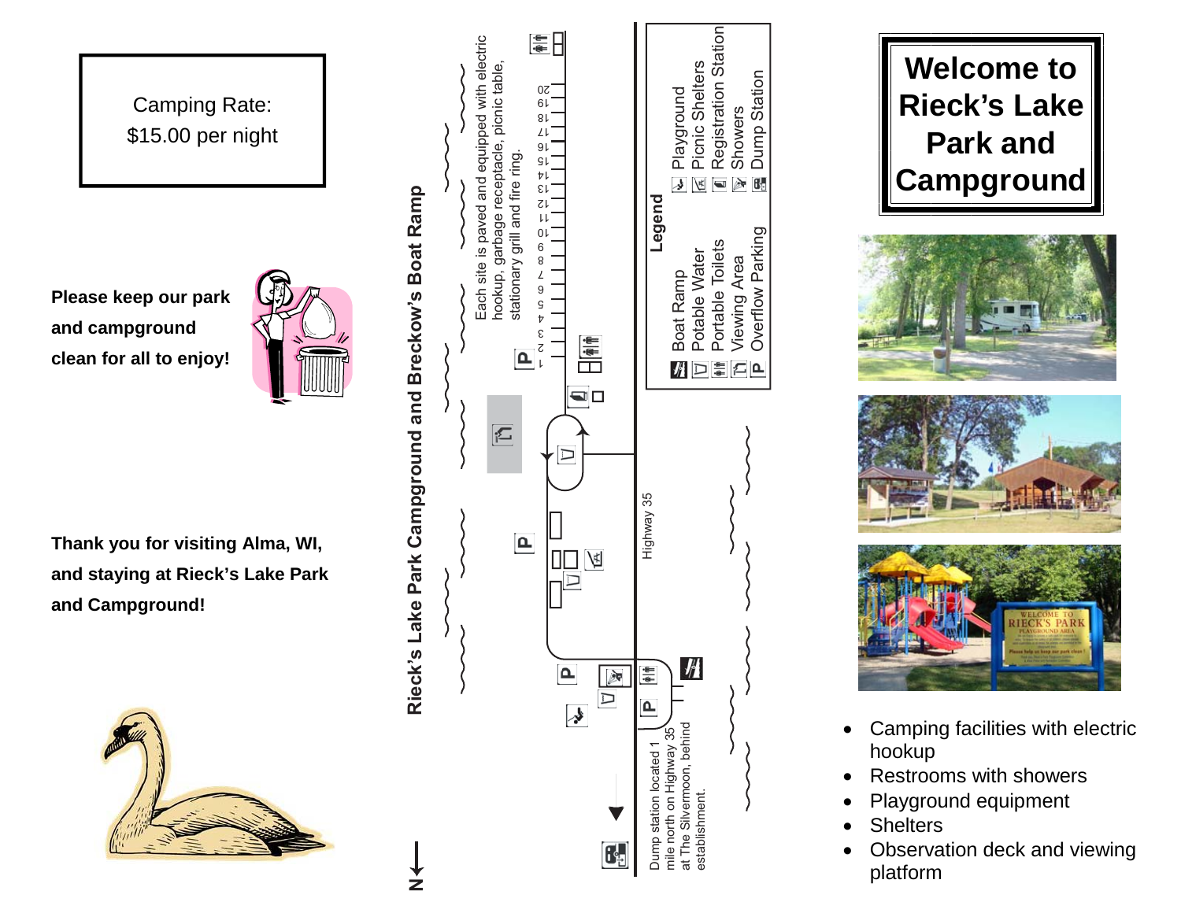Camping Rate:
$15.00 per night

**Please keep our park and campground clean for all to enjoy!**

**Thank you for visiting Alma, WI, and staying at Rieck's Lake Park and Campground!**

## Rieck's Lake Park Campground and Breckow's Boat Ramp

Each site is paved and equipped with electric hookup, garbage receptacle, picnic table, stationary grill and fire ring.

1 2 3 4 5 6 7 8 9 10 11 12 13 14 15 16 17 18 19 20

Highway 35

Dump station located 1 mile north on Highway 35 at The Silvermoon, behind establishment.

N

**Legend**

- Boat Ramp
- Potable Water
- Portable Toilets
- Viewing Area
- Overflow Parking
- Playground
- Picnic Shelters
- Registration Station
- Showers
- Dump Station

# Welcome to Rieck's Lake Park and Campground

- Camping facilities with electric hookup
- Restrooms with showers
- Playground equipment
- Shelters
- Observation deck and viewing platform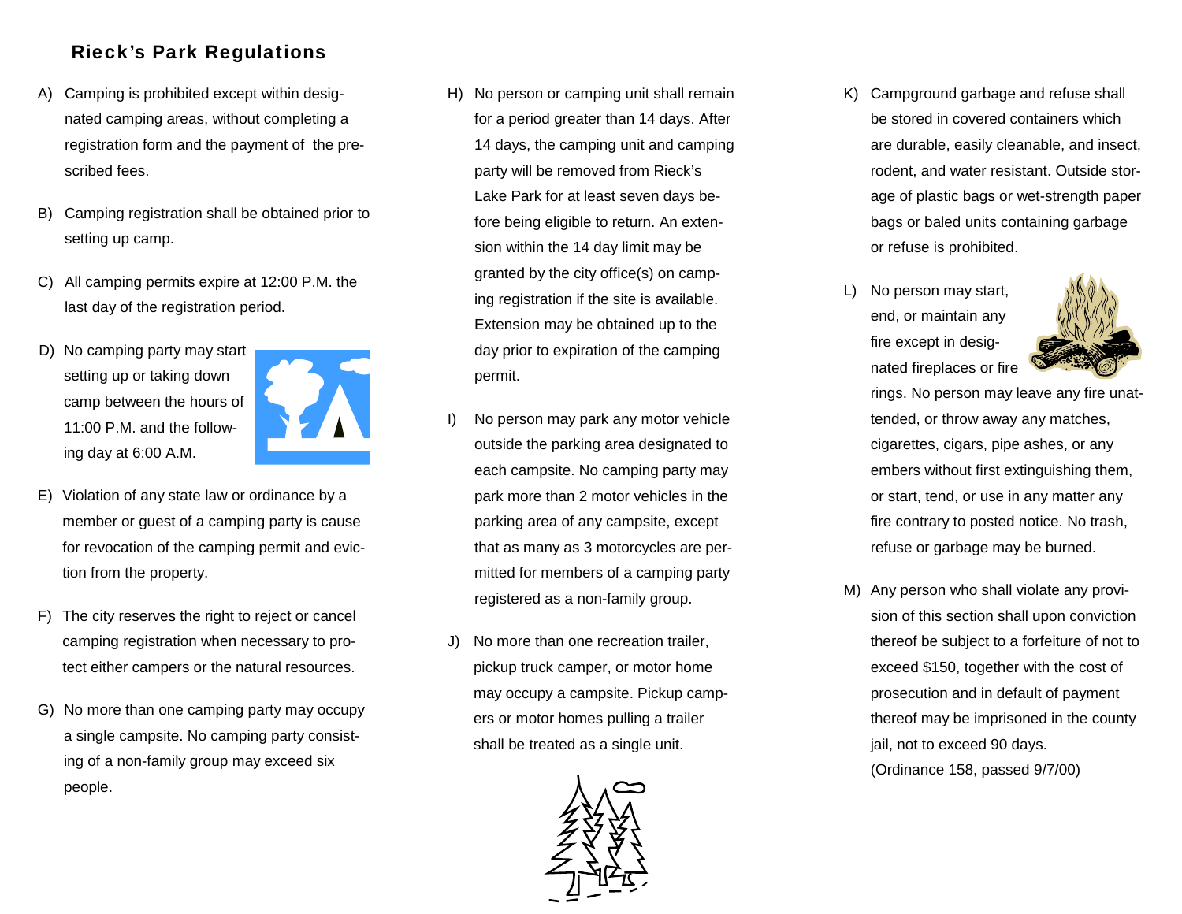## Rieck's Park Regulations

A) Camping is prohibited except within designated camping areas, without completing a registration form and the payment of the prescribed fees.

B) Camping registration shall be obtained prior to setting up camp.

C) All camping permits expire at 12:00 P.M. the last day of the registration period.

D) No camping party may start setting up or taking down camp between the hours of 11:00 P.M. and the following day at 6:00 A.M.

E) Violation of any state law or ordinance by a member or guest of a camping party is cause for revocation of the camping permit and eviction from the property.

F) The city reserves the right to reject or cancel camping registration when necessary to protect either campers or the natural resources.

G) No more than one camping party may occupy a single campsite. No camping party consisting of a non-family group may exceed six people.

H) No person or camping unit shall remain for a period greater than 14 days. After 14 days, the camping unit and camping party will be removed from Rieck's Lake Park for at least seven days before being eligible to return. An extension within the 14 day limit may be granted by the city office(s) on camping registration if the site is available. Extension may be obtained up to the day prior to expiration of the camping permit.

I) No person may park any motor vehicle outside the parking area designated to each campsite. No camping party may park more than 2 motor vehicles in the parking area of any campsite, except that as many as 3 motorcycles are permitted for members of a camping party registered as a non-family group.

J) No more than one recreation trailer, pickup truck camper, or motor home may occupy a campsite. Pickup campers or motor homes pulling a trailer shall be treated as a single unit.

K) Campground garbage and refuse shall be stored in covered containers which are durable, easily cleanable, and insect, rodent, and water resistant. Outside storage of plastic bags or wet-strength paper bags or baled units containing garbage or refuse is prohibited.

L) No person may start, end, or maintain any fire except in designated fireplaces or fire rings. No person may leave any fire unattended, or throw away any matches, cigarettes, cigars, pipe ashes, or any embers without first extinguishing them, or start, tend, or use in any matter any fire contrary to posted notice. No trash, refuse or garbage may be burned.

M) Any person who shall violate any provision of this section shall upon conviction thereof be subject to a forfeiture of not to exceed $150, together with the cost of prosecution and in default of payment thereof may be imprisoned in the county jail, not to exceed 90 days.
(Ordinance 158, passed 9/7/00)